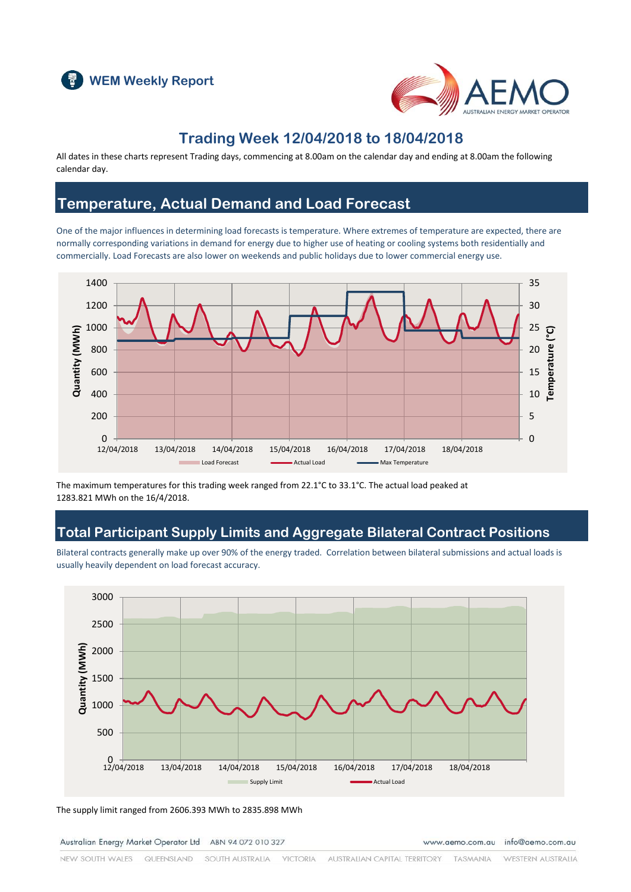WEM Weekly Report

# Trading Week 12/04/2018 to 18/04/2018

All dates in these charts represent Trading days, commencing at 8.00am on the calendar day and ending at 8.00am the following calendar day.

## Temperature, Actual Demand and Load Forecast

One of the major influences in determining load forecasts is temperature. Where extremes of temperature are expected, there are normally corresponding variations in demand for energy due to higher use of heating or cooling systems both residentially and commercially. Load Forecasts are also lower on weekends and public holidays due to lower commercial energy use.

The maximum temperatures for this trading week ranged from 22.1°C to 33.1°C. The actual load peaked at 1283.821 MWh on the 16/4/2018.

## Total Participant Supply Limits and Aggregate Bilateral Contract Positions

Bilateral contracts generally make up over 90% of the energy traded. Correlation between bilateral submissions and actual loads is usually heavily dependent on load forecast accuracy.

The supply limit ranged from 2606.393 MWh to 2835.898 MWh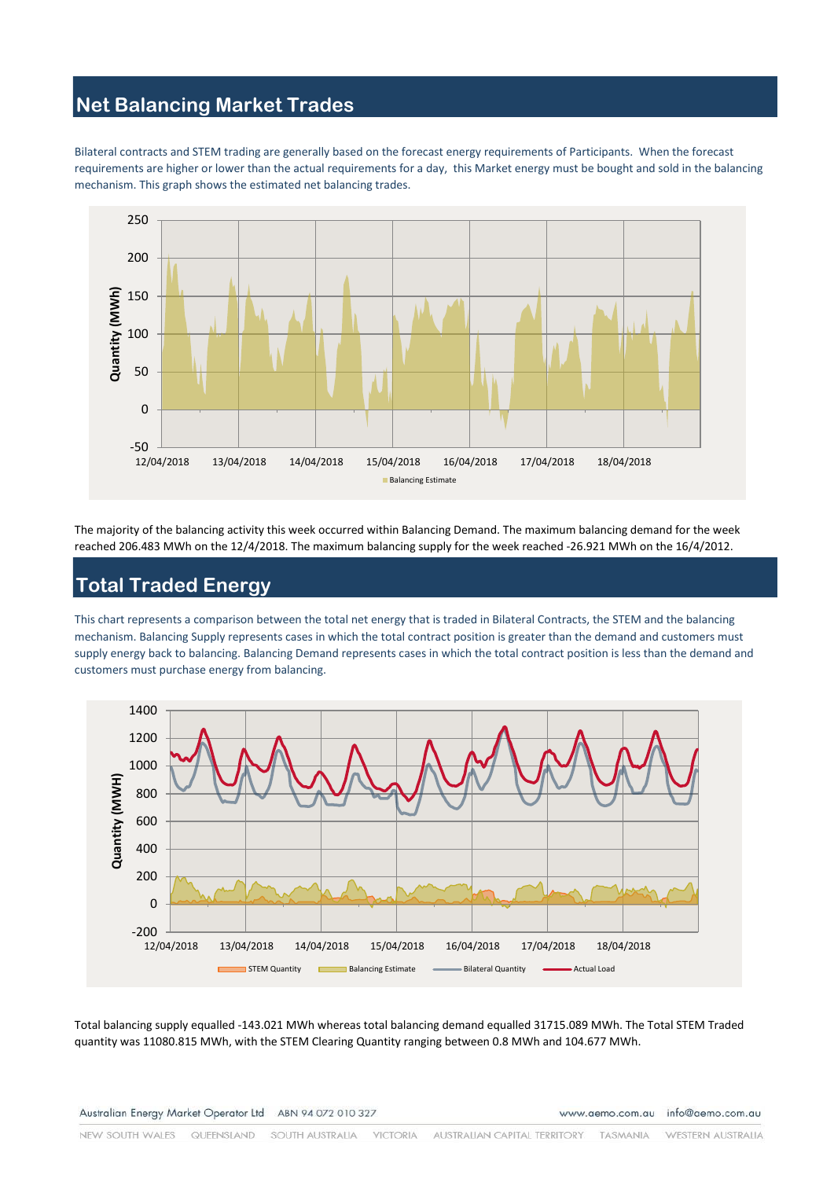## Net Balancing Market Trades

Bilateral contracts and STEM trading are generally based on the forecast energy requirements of Participants. When the forecast requirements are higher or lower than the actual requirements for a day, this Market energy must be bought and sold in the balancing mechanism. This graph shows the estimated net balancing trades.

The majority of the balancing activity this week occurred within Balancing Demand. The maximum balancing demand for the week reached 206.483 MWh on the 12/4/2018. The maximum balancing supply for the week reached -26.921 MWh on the 16/4/2012.

## Total Traded Energy

This chart represents a comparison between the total net energy that is traded in Bilateral Contracts, the STEM and the balancing mechanism. Balancing Supply represents cases in which the total contract position is greater than the demand and customers must supply energy back to balancing. Balancing Demand represents cases in which the total contract position is less than the demand and customers must purchase energy from balancing.

Total balancing supply equalled -143.021 MWh whereas total balancing demand equalled 31715.089 MWh. The Total STEM Traded quantity was 11080.815 MWh, with the STEM Clearing Quantity ranging between 0.8 MWh and 104.677 MWh.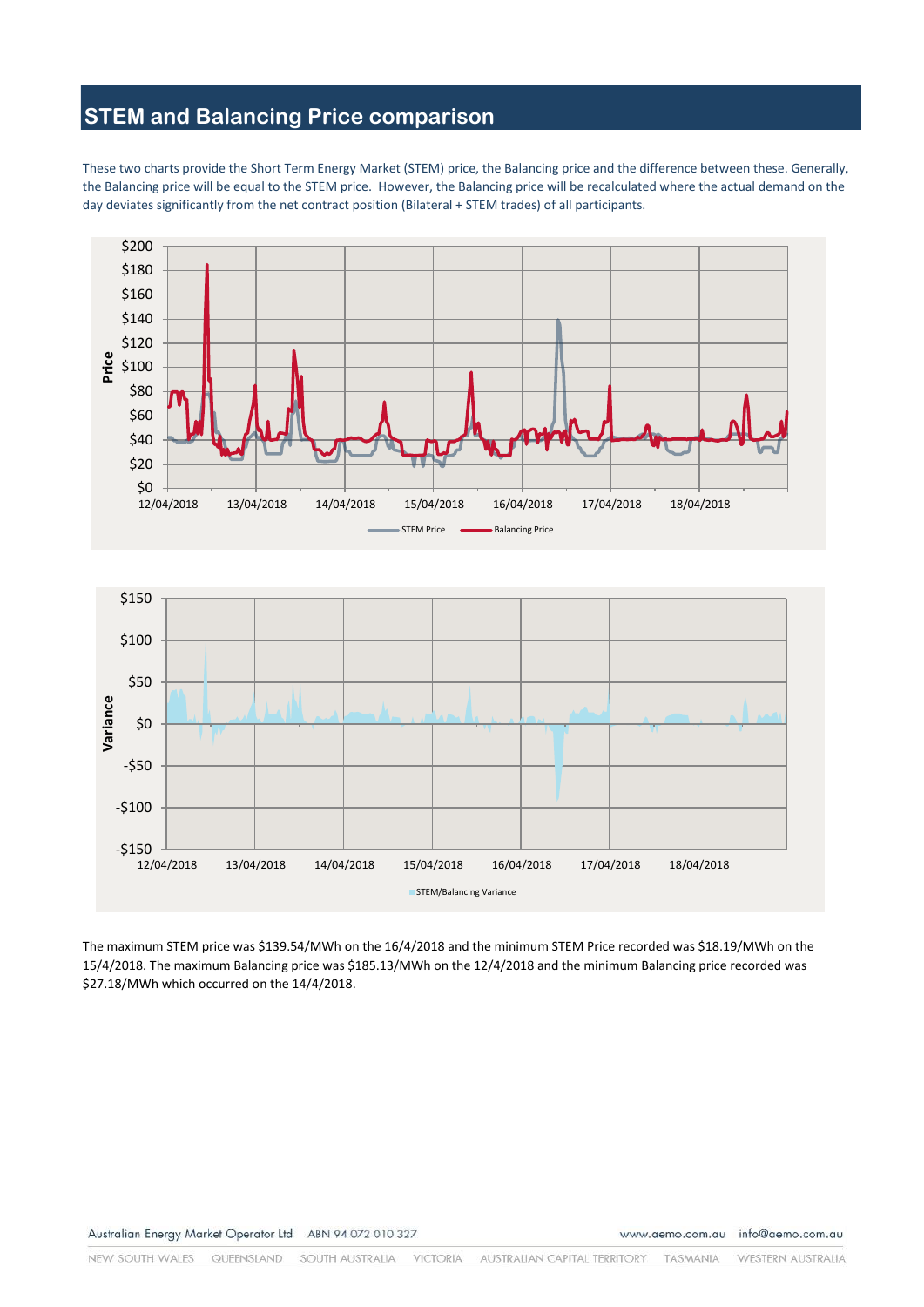## STEM and Balancing Price comparison

These two charts provide the Short Term Energy Market (STEM) price, the Balancing price and the difference between these. Generally, the Balancing price will be equal to the STEM price. However, the Balancing price will be recalculated where the actual demand on the day deviates significantly from the net contract position (Bilateral + STEM trades) of all participants.

Price

$200
$180
$160
$140
$120
$100
$80
$60
$40
$20
$0

12/04/2018 13/04/2018 14/04/2018 15/04/2018 16/04/2018 17/04/2018 18/04/2018

STEM Price — Balancing Price

Variance

$150
$100
$50
$0
-$50
-$100
-$150

12/04/2018 13/04/2018 14/04/2018 15/04/2018 16/04/2018 17/04/2018 18/04/2018

STEM/Balancing Variance

The maximum STEM price was $139.54/MWh on the 16/4/2018 and the minimum STEM Price recorded was $18.19/MWh on the 15/4/2018. The maximum Balancing price was $185.13/MWh on the 12/4/2018 and the minimum Balancing price recorded was $27.18/MWh which occurred on the 14/4/2018.